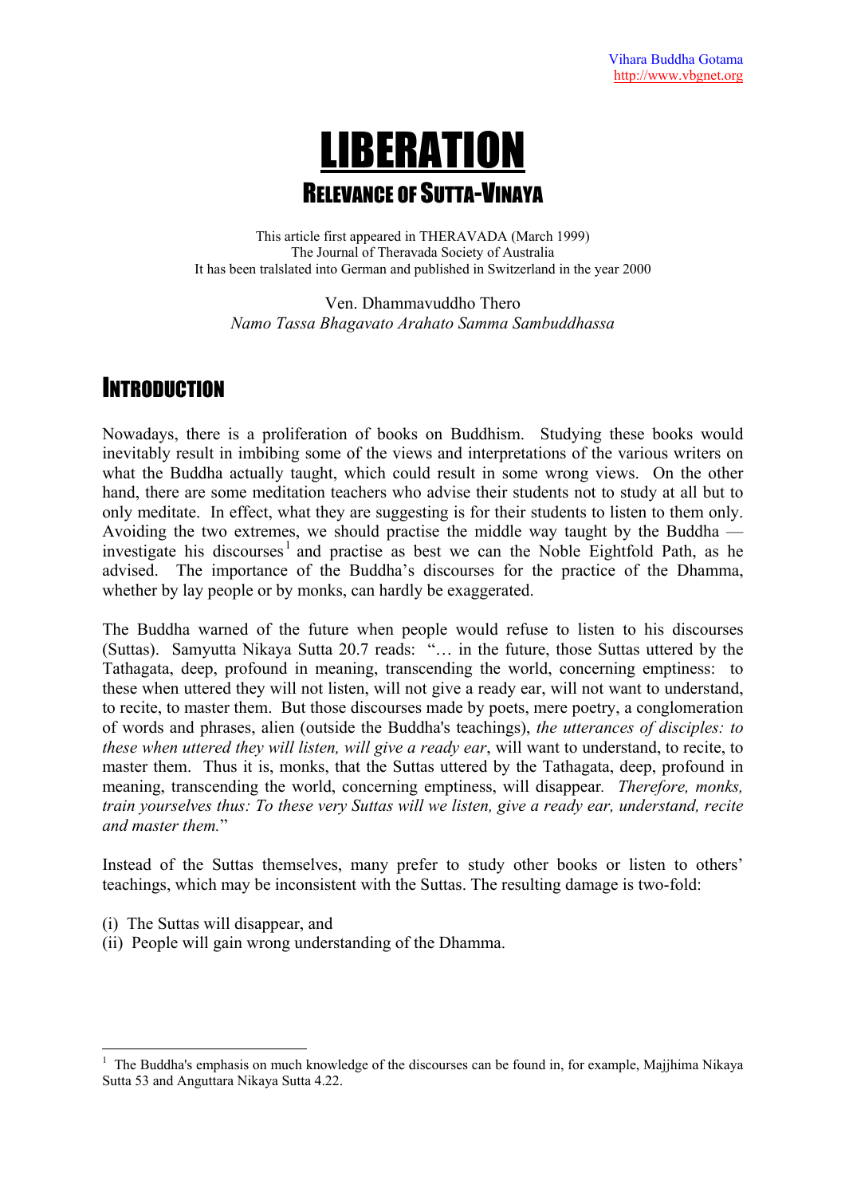# LIBERATION

## RELEVANCE OF SUTTA-VINAYA

This article first appeared in THERAVADA (March 1999)
The Journal of Theravada Society of Australia
It has been tralslated into German and published in Switzerland in the year 2000

Ven. Dhammavuddho Thero
*Namo Tassa Bhagavato Arahato Samma Sambuddhassa*

## INTRODUCTION

Nowadays, there is a proliferation of books on Buddhism. Studying these books would inevitably result in imbibing some of the views and interpretations of the various writers on what the Buddha actually taught, which could result in some wrong views. On the other hand, there are some meditation teachers who advise their students not to study at all but to only meditate. In effect, what they are suggesting is for their students to listen to them only. Avoiding the two extremes, we should practise the middle way taught by the Buddha — investigate his discourses[1] and practise as best we can the Noble Eightfold Path, as he advised. The importance of the Buddha's discourses for the practice of the Dhamma, whether by lay people or by monks, can hardly be exaggerated.

The Buddha warned of the future when people would refuse to listen to his discourses (Suttas). Samyutta Nikaya Sutta 20.7 reads: "… in the future, those Suttas uttered by the Tathagata, deep, profound in meaning, transcending the world, concerning emptiness: to these when uttered they will not listen, will not give a ready ear, will not want to understand, to recite, to master them. But those discourses made by poets, mere poetry, a conglomeration of words and phrases, alien (outside the Buddha's teachings), *the utterances of disciples: to these when uttered they will listen, will give a ready ear*, will want to understand, to recite, to master them. Thus it is, monks, that the Suttas uttered by the Tathagata, deep, profound in meaning, transcending the world, concerning emptiness, will disappear. *Therefore, monks, train yourselves thus: To these very Suttas will we listen, give a ready ear, understand, recite and master them.*"

Instead of the Suttas themselves, many prefer to study other books or listen to others' teachings, which may be inconsistent with the Suttas. The resulting damage is two-fold:

(i) The Suttas will disappear, and
(ii) People will gain wrong understanding of the Dhamma.

---

[1] The Buddha's emphasis on much knowledge of the discourses can be found in, for example, Majjhima Nikaya Sutta 53 and Anguttara Nikaya Sutta 4.22.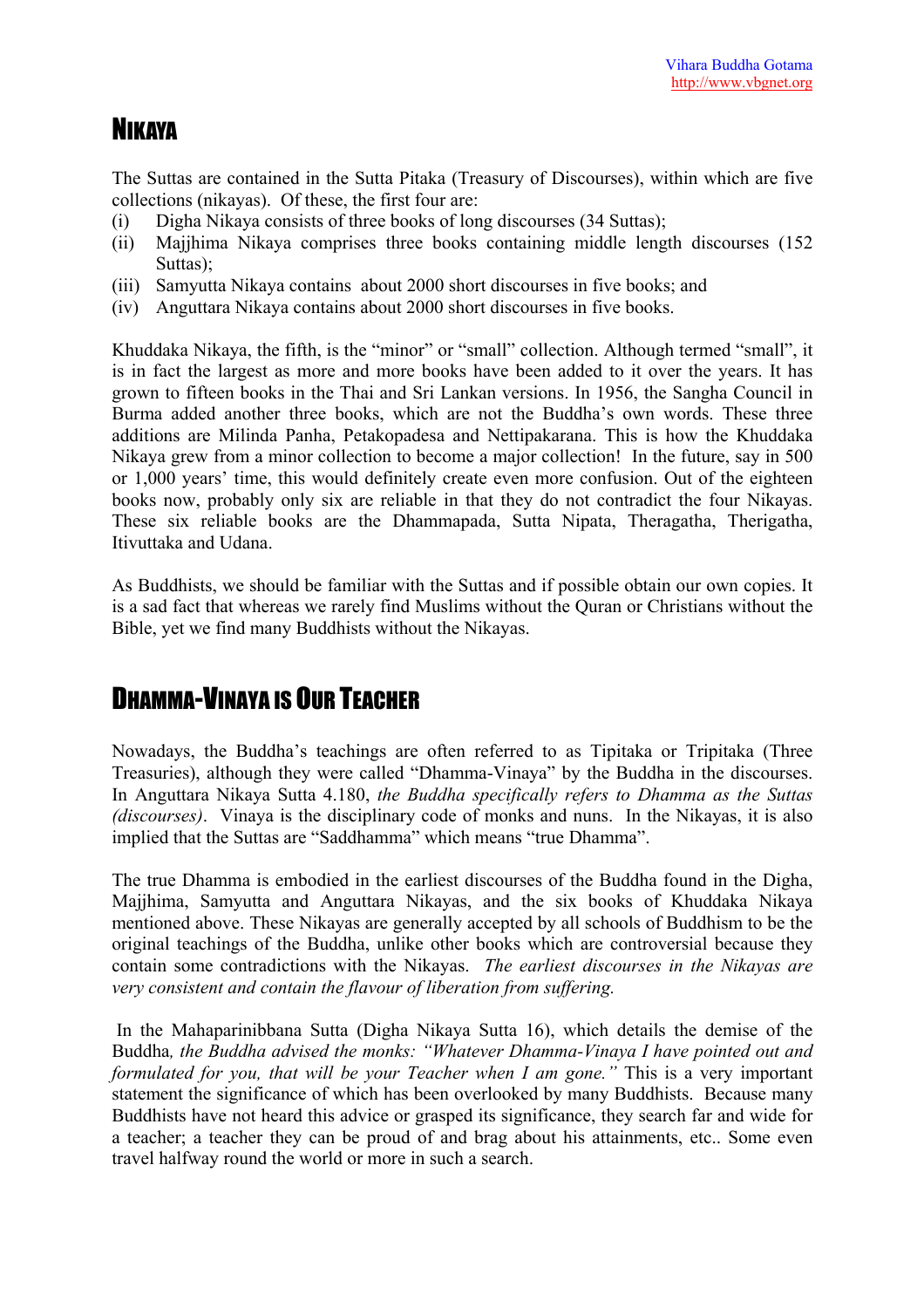## Nikaya

The Suttas are contained in the Sutta Pitaka (Treasury of Discourses), within which are five collections (nikayas). Of these, the first four are:

(i) Digha Nikaya consists of three books of long discourses (34 Suttas);
(ii) Majjhima Nikaya comprises three books containing middle length discourses (152 Suttas);
(iii) Samyutta Nikaya contains about 2000 short discourses in five books; and
(iv) Anguttara Nikaya contains about 2000 short discourses in five books.

Khuddaka Nikaya, the fifth, is the "minor" or "small" collection. Although termed "small", it is in fact the largest as more and more books have been added to it over the years. It has grown to fifteen books in the Thai and Sri Lankan versions. In 1956, the Sangha Council in Burma added another three books, which are not the Buddha's own words. These three additions are Milinda Panha, Petakopadesa and Nettipakarana. This is how the Khuddaka Nikaya grew from a minor collection to become a major collection! In the future, say in 500 or 1,000 years' time, this would definitely create even more confusion. Out of the eighteen books now, probably only six are reliable in that they do not contradict the four Nikayas. These six reliable books are the Dhammapada, Sutta Nipata, Theragatha, Therigatha, Itivuttaka and Udana.

As Buddhists, we should be familiar with the Suttas and if possible obtain our own copies. It is a sad fact that whereas we rarely find Muslims without the Quran or Christians without the Bible, yet we find many Buddhists without the Nikayas.

## Dhamma-Vinaya is Our Teacher

Nowadays, the Buddha's teachings are often referred to as Tipitaka or Tripitaka (Three Treasuries), although they were called "Dhamma-Vinaya" by the Buddha in the discourses. In Anguttara Nikaya Sutta 4.180, *the Buddha specifically refers to Dhamma as the Suttas (discourses)*. Vinaya is the disciplinary code of monks and nuns. In the Nikayas, it is also implied that the Suttas are "Saddhamma" which means "true Dhamma".

The true Dhamma is embodied in the earliest discourses of the Buddha found in the Digha, Majjhima, Samyutta and Anguttara Nikayas, and the six books of Khuddaka Nikaya mentioned above. These Nikayas are generally accepted by all schools of Buddhism to be the original teachings of the Buddha, unlike other books which are controversial because they contain some contradictions with the Nikayas. *The earliest discourses in the Nikayas are very consistent and contain the flavour of liberation from suffering.*

In the Mahaparinibbana Sutta (Digha Nikaya Sutta 16), which details the demise of the Buddha*, the Buddha advised the monks: "Whatever Dhamma-Vinaya I have pointed out and formulated for you, that will be your Teacher when I am gone."* This is a very important statement the significance of which has been overlooked by many Buddhists. Because many Buddhists have not heard this advice or grasped its significance, they search far and wide for a teacher; a teacher they can be proud of and brag about his attainments, etc.. Some even travel halfway round the world or more in such a search.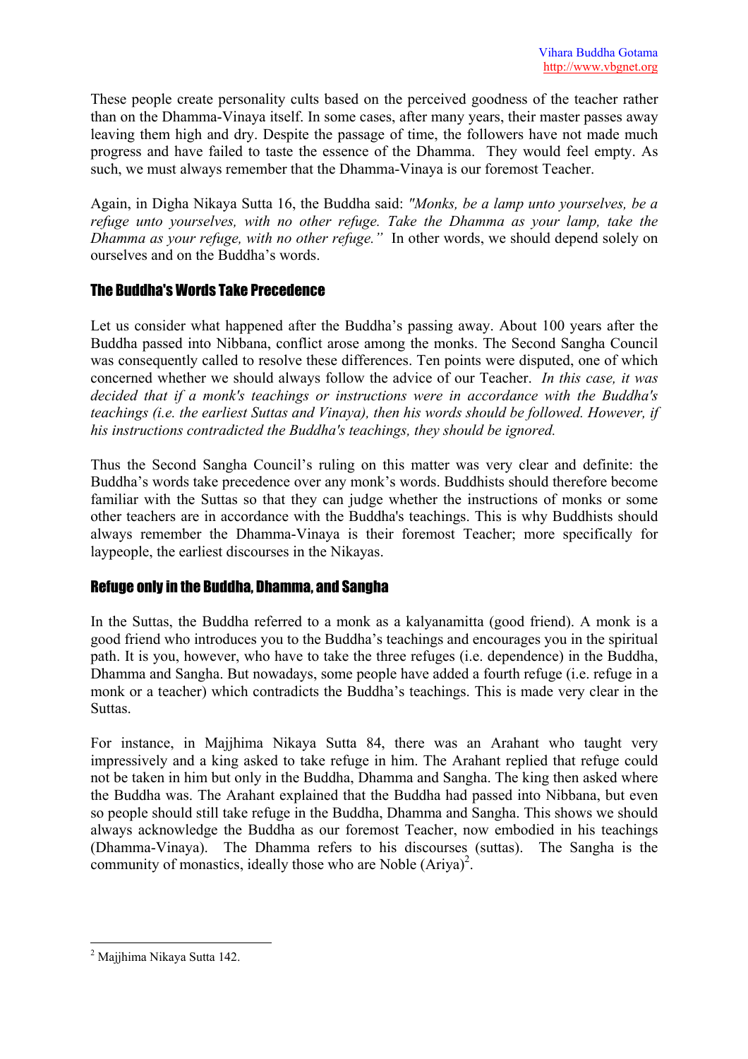These people create personality cults based on the perceived goodness of the teacher rather than on the Dhamma-Vinaya itself. In some cases, after many years, their master passes away leaving them high and dry. Despite the passage of time, the followers have not made much progress and have failed to taste the essence of the Dhamma. They would feel empty. As such, we must always remember that the Dhamma-Vinaya is our foremost Teacher.

Again, in Digha Nikaya Sutta 16, the Buddha said: *"Monks, be a lamp unto yourselves, be a refuge unto yourselves, with no other refuge. Take the Dhamma as your lamp, take the Dhamma as your refuge, with no other refuge."* In other words, we should depend solely on ourselves and on the Buddha's words.

## The Buddha's Words Take Precedence

Let us consider what happened after the Buddha's passing away. About 100 years after the Buddha passed into Nibbana, conflict arose among the monks. The Second Sangha Council was consequently called to resolve these differences. Ten points were disputed, one of which concerned whether we should always follow the advice of our Teacher. *In this case, it was decided that if a monk's teachings or instructions were in accordance with the Buddha's teachings (i.e. the earliest Suttas and Vinaya), then his words should be followed. However, if his instructions contradicted the Buddha's teachings, they should be ignored.*

Thus the Second Sangha Council's ruling on this matter was very clear and definite: the Buddha's words take precedence over any monk's words. Buddhists should therefore become familiar with the Suttas so that they can judge whether the instructions of monks or some other teachers are in accordance with the Buddha's teachings. This is why Buddhists should always remember the Dhamma-Vinaya is their foremost Teacher; more specifically for laypeople, the earliest discourses in the Nikayas.

## Refuge only in the Buddha, Dhamma, and Sangha

In the Suttas, the Buddha referred to a monk as a kalyanamitta (good friend). A monk is a good friend who introduces you to the Buddha's teachings and encourages you in the spiritual path. It is you, however, who have to take the three refuges (i.e. dependence) in the Buddha, Dhamma and Sangha. But nowadays, some people have added a fourth refuge (i.e. refuge in a monk or a teacher) which contradicts the Buddha's teachings. This is made very clear in the Suttas.

For instance, in Majjhima Nikaya Sutta 84, there was an Arahant who taught very impressively and a king asked to take refuge in him. The Arahant replied that refuge could not be taken in him but only in the Buddha, Dhamma and Sangha. The king then asked where the Buddha was. The Arahant explained that the Buddha had passed into Nibbana, but even so people should still take refuge in the Buddha, Dhamma and Sangha. This shows we should always acknowledge the Buddha as our foremost Teacher, now embodied in his teachings (Dhamma-Vinaya). The Dhamma refers to his discourses (suttas). The Sangha is the community of monastics, ideally those who are Noble (Ariya)[2].

---

[2] Majjhima Nikaya Sutta 142.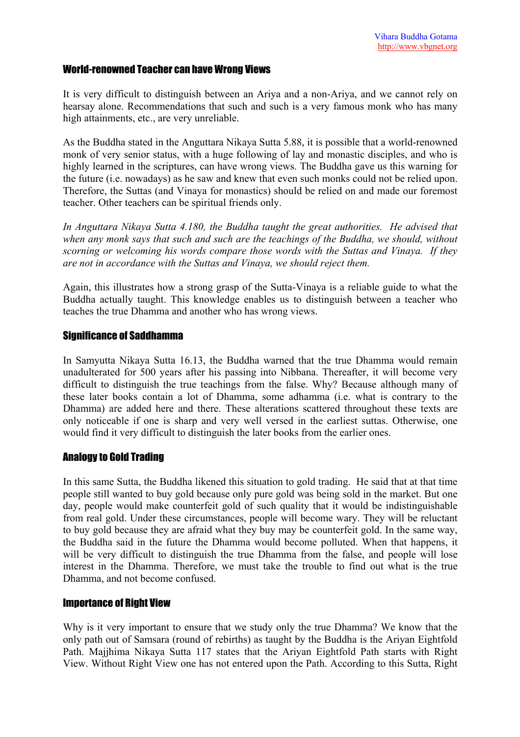## World-renowned Teacher can have Wrong Views

It is very difficult to distinguish between an Ariya and a non-Ariya, and we cannot rely on hearsay alone. Recommendations that such and such is a very famous monk who has many high attainments, etc., are very unreliable.

As the Buddha stated in the Anguttara Nikaya Sutta 5.88, it is possible that a world-renowned monk of very senior status, with a huge following of lay and monastic disciples, and who is highly learned in the scriptures, can have wrong views. The Buddha gave us this warning for the future (i.e. nowadays) as he saw and knew that even such monks could not be relied upon. Therefore, the Suttas (and Vinaya for monastics) should be relied on and made our foremost teacher. Other teachers can be spiritual friends only.

*In Anguttara Nikaya Sutta 4.180, the Buddha taught the great authorities. He advised that when any monk says that such and such are the teachings of the Buddha, we should, without scorning or welcoming his words compare those words with the Suttas and Vinaya. If they are not in accordance with the Suttas and Vinaya, we should reject them.*

Again, this illustrates how a strong grasp of the Sutta-Vinaya is a reliable guide to what the Buddha actually taught. This knowledge enables us to distinguish between a teacher who teaches the true Dhamma and another who has wrong views.

## Significance of Saddhamma

In Samyutta Nikaya Sutta 16.13, the Buddha warned that the true Dhamma would remain unadulterated for 500 years after his passing into Nibbana. Thereafter, it will become very difficult to distinguish the true teachings from the false. Why? Because although many of these later books contain a lot of Dhamma, some adhamma (i.e. what is contrary to the Dhamma) are added here and there. These alterations scattered throughout these texts are only noticeable if one is sharp and very well versed in the earliest suttas. Otherwise, one would find it very difficult to distinguish the later books from the earlier ones.

## Analogy to Gold Trading

In this same Sutta, the Buddha likened this situation to gold trading. He said that at that time people still wanted to buy gold because only pure gold was being sold in the market. But one day, people would make counterfeit gold of such quality that it would be indistinguishable from real gold. Under these circumstances, people will become wary. They will be reluctant to buy gold because they are afraid what they buy may be counterfeit gold. In the same way, the Buddha said in the future the Dhamma would become polluted. When that happens, it will be very difficult to distinguish the true Dhamma from the false, and people will lose interest in the Dhamma. Therefore, we must take the trouble to find out what is the true Dhamma, and not become confused.

## Importance of Right View

Why is it very important to ensure that we study only the true Dhamma? We know that the only path out of Samsara (round of rebirths) as taught by the Buddha is the Ariyan Eightfold Path. Majjhima Nikaya Sutta 117 states that the Ariyan Eightfold Path starts with Right View. Without Right View one has not entered upon the Path. According to this Sutta, Right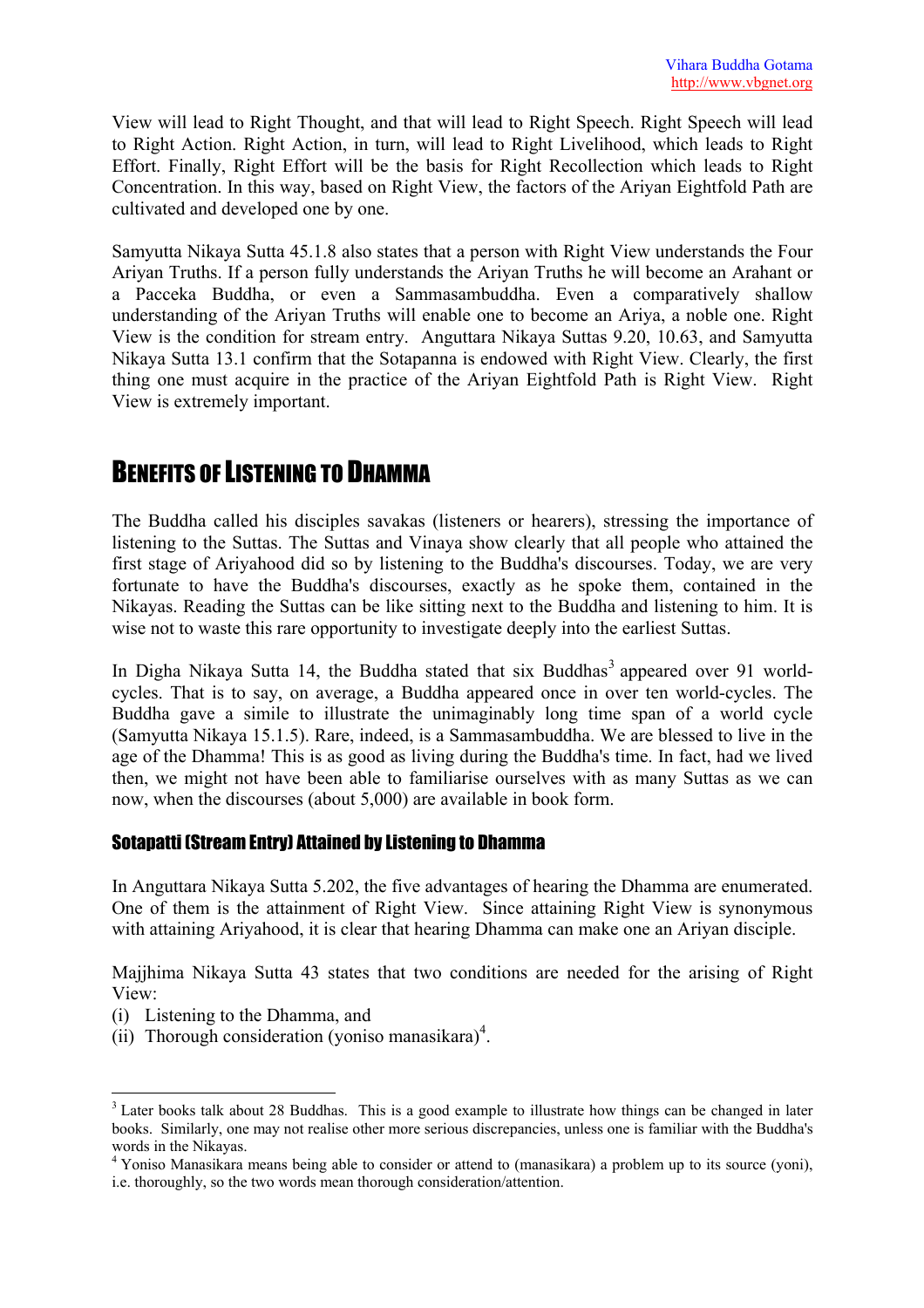View will lead to Right Thought, and that will lead to Right Speech. Right Speech will lead to Right Action. Right Action, in turn, will lead to Right Livelihood, which leads to Right Effort. Finally, Right Effort will be the basis for Right Recollection which leads to Right Concentration. In this way, based on Right View, the factors of the Ariyan Eightfold Path are cultivated and developed one by one.

Samyutta Nikaya Sutta 45.1.8 also states that a person with Right View understands the Four Ariyan Truths. If a person fully understands the Ariyan Truths he will become an Arahant or a Pacceka Buddha, or even a Sammasambuddha. Even a comparatively shallow understanding of the Ariyan Truths will enable one to become an Ariya, a noble one. Right View is the condition for stream entry. Anguttara Nikaya Suttas 9.20, 10.63, and Samyutta Nikaya Sutta 13.1 confirm that the Sotapanna is endowed with Right View. Clearly, the first thing one must acquire in the practice of the Ariyan Eightfold Path is Right View. Right View is extremely important.

## BENEFITS OF LISTENING TO DHAMMA

The Buddha called his disciples savakas (listeners or hearers), stressing the importance of listening to the Suttas. The Suttas and Vinaya show clearly that all people who attained the first stage of Ariyahood did so by listening to the Buddha's discourses. Today, we are very fortunate to have the Buddha's discourses, exactly as he spoke them, contained in the Nikayas. Reading the Suttas can be like sitting next to the Buddha and listening to him. It is wise not to waste this rare opportunity to investigate deeply into the earliest Suttas.

In Digha Nikaya Sutta 14, the Buddha stated that six Buddhas[3] appeared over 91 world-cycles. That is to say, on average, a Buddha appeared once in over ten world-cycles. The Buddha gave a simile to illustrate the unimaginably long time span of a world cycle (Samyutta Nikaya 15.1.5). Rare, indeed, is a Sammasambuddha. We are blessed to live in the age of the Dhamma! This is as good as living during the Buddha's time. In fact, had we lived then, we might not have been able to familiarise ourselves with as many Suttas as we can now, when the discourses (about 5,000) are available in book form.

### Sotapatti (Stream Entry) Attained by Listening to Dhamma

In Anguttara Nikaya Sutta 5.202, the five advantages of hearing the Dhamma are enumerated. One of them is the attainment of Right View. Since attaining Right View is synonymous with attaining Ariyahood, it is clear that hearing Dhamma can make one an Ariyan disciple.

Majjhima Nikaya Sutta 43 states that two conditions are needed for the arising of Right View:

(i) Listening to the Dhamma, and
(ii) Thorough consideration (yoniso manasikara)[4].

---

[3] Later books talk about 28 Buddhas. This is a good example to illustrate how things can be changed in later books. Similarly, one may not realise other more serious discrepancies, unless one is familiar with the Buddha's words in the Nikayas.

[4] Yoniso Manasikara means being able to consider or attend to (manasikara) a problem up to its source (yoni), i.e. thoroughly, so the two words mean thorough consideration/attention.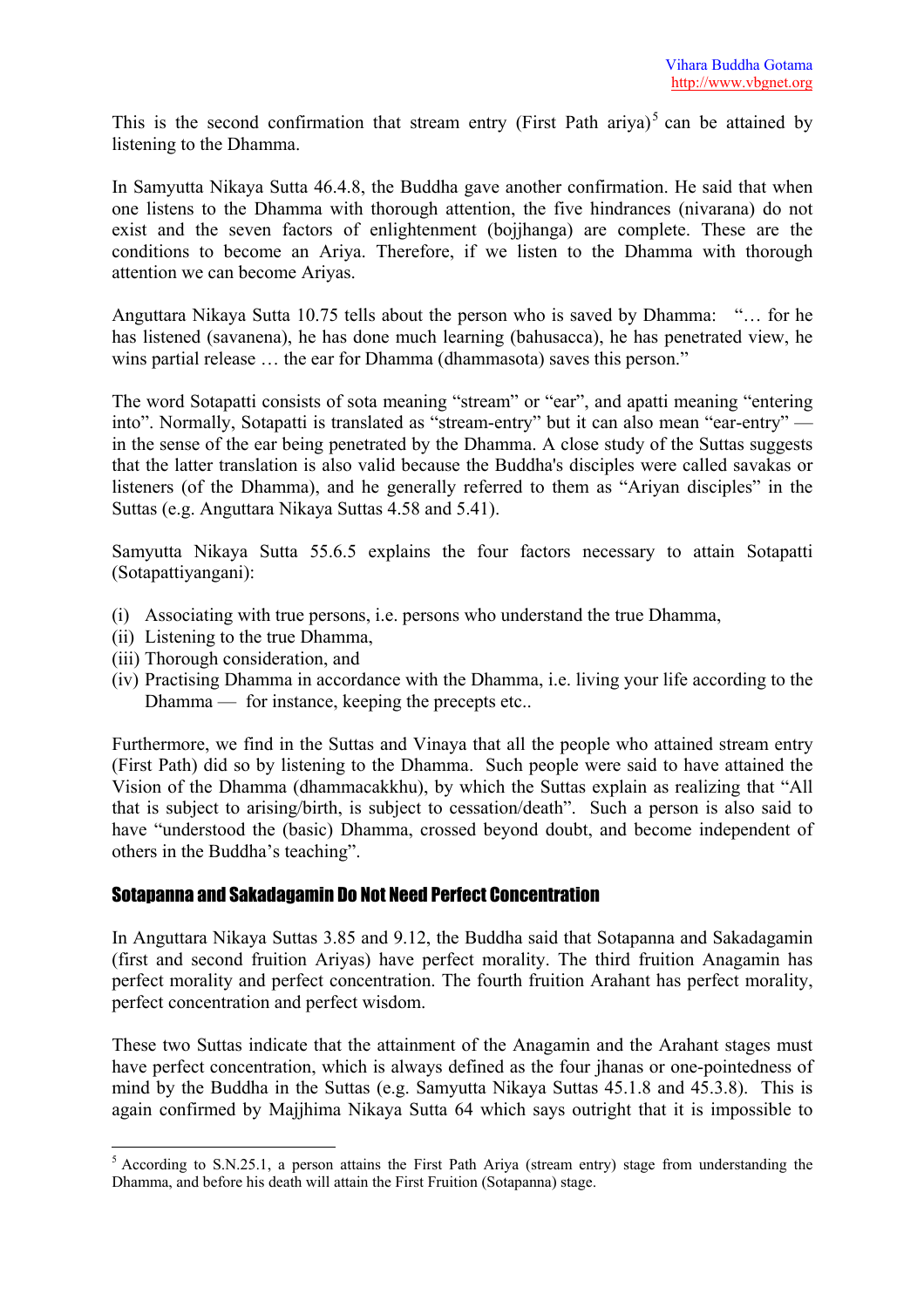This is the second confirmation that stream entry (First Path ariya)[5] can be attained by listening to the Dhamma.

In Samyutta Nikaya Sutta 46.4.8, the Buddha gave another confirmation. He said that when one listens to the Dhamma with thorough attention, the five hindrances (nivarana) do not exist and the seven factors of enlightenment (bojjhanga) are complete. These are the conditions to become an Ariya. Therefore, if we listen to the Dhamma with thorough attention we can become Ariyas.

Anguttara Nikaya Sutta 10.75 tells about the person who is saved by Dhamma: "… for he has listened (savanena), he has done much learning (bahusacca), he has penetrated view, he wins partial release … the ear for Dhamma (dhammasota) saves this person."

The word Sotapatti consists of sota meaning "stream" or "ear", and apatti meaning "entering into". Normally, Sotapatti is translated as "stream-entry" but it can also mean "ear-entry" — in the sense of the ear being penetrated by the Dhamma. A close study of the Suttas suggests that the latter translation is also valid because the Buddha's disciples were called savakas or listeners (of the Dhamma), and he generally referred to them as "Ariyan disciples" in the Suttas (e.g. Anguttara Nikaya Suttas 4.58 and 5.41).

Samyutta Nikaya Sutta 55.6.5 explains the four factors necessary to attain Sotapatti (Sotapattiyangani):

(i) Associating with true persons, i.e. persons who understand the true Dhamma,
(ii) Listening to the true Dhamma,
(iii) Thorough consideration, and
(iv) Practising Dhamma in accordance with the Dhamma, i.e. living your life according to the Dhamma — for instance, keeping the precepts etc..

Furthermore, we find in the Suttas and Vinaya that all the people who attained stream entry (First Path) did so by listening to the Dhamma. Such people were said to have attained the Vision of the Dhamma (dhammacakkhu), by which the Suttas explain as realizing that "All that is subject to arising/birth, is subject to cessation/death". Such a person is also said to have "understood the (basic) Dhamma, crossed beyond doubt, and become independent of others in the Buddha's teaching".

## Sotapanna and Sakadagamin Do Not Need Perfect Concentration

In Anguttara Nikaya Suttas 3.85 and 9.12, the Buddha said that Sotapanna and Sakadagamin (first and second fruition Ariyas) have perfect morality. The third fruition Anagamin has perfect morality and perfect concentration. The fourth fruition Arahant has perfect morality, perfect concentration and perfect wisdom.

These two Suttas indicate that the attainment of the Anagamin and the Arahant stages must have perfect concentration, which is always defined as the four jhanas or one-pointedness of mind by the Buddha in the Suttas (e.g. Samyutta Nikaya Suttas 45.1.8 and 45.3.8). This is again confirmed by Majjhima Nikaya Sutta 64 which says outright that it is impossible to

---

[5] According to S.N.25.1, a person attains the First Path Ariya (stream entry) stage from understanding the Dhamma, and before his death will attain the First Fruition (Sotapanna) stage.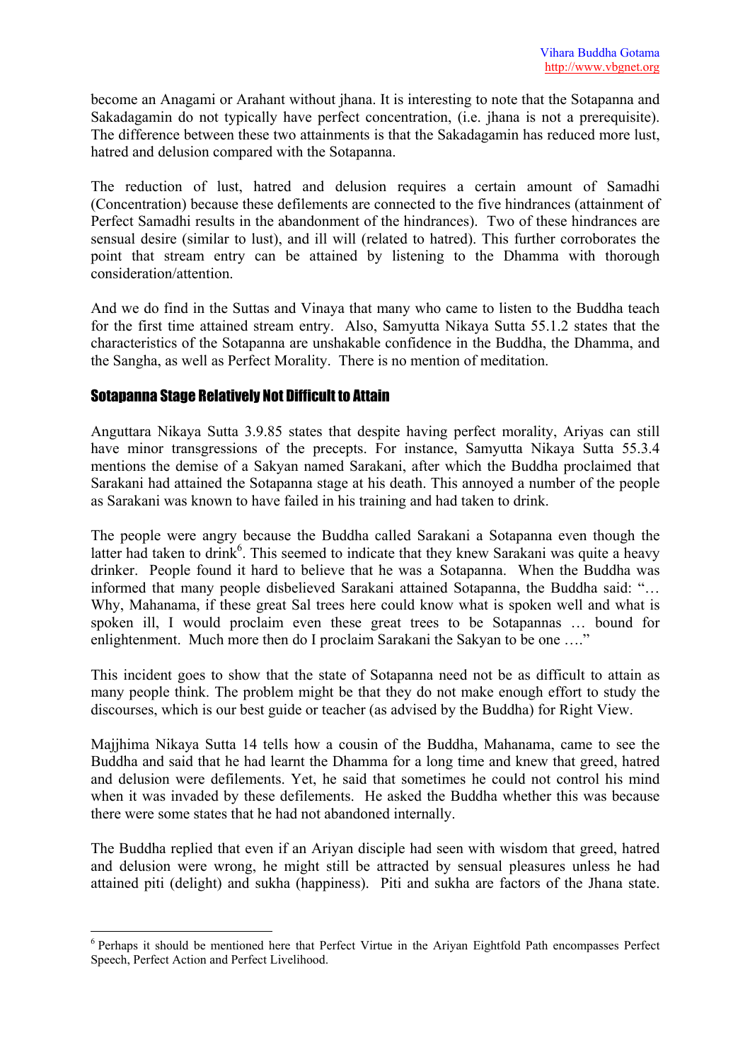become an Anagami or Arahant without jhana. It is interesting to note that the Sotapanna and Sakadagamin do not typically have perfect concentration, (i.e. jhana is not a prerequisite). The difference between these two attainments is that the Sakadagamin has reduced more lust, hatred and delusion compared with the Sotapanna.

The reduction of lust, hatred and delusion requires a certain amount of Samadhi (Concentration) because these defilements are connected to the five hindrances (attainment of Perfect Samadhi results in the abandonment of the hindrances). Two of these hindrances are sensual desire (similar to lust), and ill will (related to hatred). This further corroborates the point that stream entry can be attained by listening to the Dhamma with thorough consideration/attention.

And we do find in the Suttas and Vinaya that many who came to listen to the Buddha teach for the first time attained stream entry. Also, Samyutta Nikaya Sutta 55.1.2 states that the characteristics of the Sotapanna are unshakable confidence in the Buddha, the Dhamma, and the Sangha, as well as Perfect Morality. There is no mention of meditation.

## Sotapanna Stage Relatively Not Difficult to Attain

Anguttara Nikaya Sutta 3.9.85 states that despite having perfect morality, Ariyas can still have minor transgressions of the precepts. For instance, Samyutta Nikaya Sutta 55.3.4 mentions the demise of a Sakyan named Sarakani, after which the Buddha proclaimed that Sarakani had attained the Sotapanna stage at his death. This annoyed a number of the people as Sarakani was known to have failed in his training and had taken to drink.

The people were angry because the Buddha called Sarakani a Sotapanna even though the latter had taken to drink[6]. This seemed to indicate that they knew Sarakani was quite a heavy drinker. People found it hard to believe that he was a Sotapanna. When the Buddha was informed that many people disbelieved Sarakani attained Sotapanna, the Buddha said: "… Why, Mahanama, if these great Sal trees here could know what is spoken well and what is spoken ill, I would proclaim even these great trees to be Sotapannas … bound for enlightenment. Much more then do I proclaim Sarakani the Sakyan to be one …."

This incident goes to show that the state of Sotapanna need not be as difficult to attain as many people think. The problem might be that they do not make enough effort to study the discourses, which is our best guide or teacher (as advised by the Buddha) for Right View.

Majjhima Nikaya Sutta 14 tells how a cousin of the Buddha, Mahanama, came to see the Buddha and said that he had learnt the Dhamma for a long time and knew that greed, hatred and delusion were defilements. Yet, he said that sometimes he could not control his mind when it was invaded by these defilements. He asked the Buddha whether this was because there were some states that he had not abandoned internally.

The Buddha replied that even if an Ariyan disciple had seen with wisdom that greed, hatred and delusion were wrong, he might still be attracted by sensual pleasures unless he had attained piti (delight) and sukha (happiness). Piti and sukha are factors of the Jhana state.

---

[6] Perhaps it should be mentioned here that Perfect Virtue in the Ariyan Eightfold Path encompasses Perfect Speech, Perfect Action and Perfect Livelihood.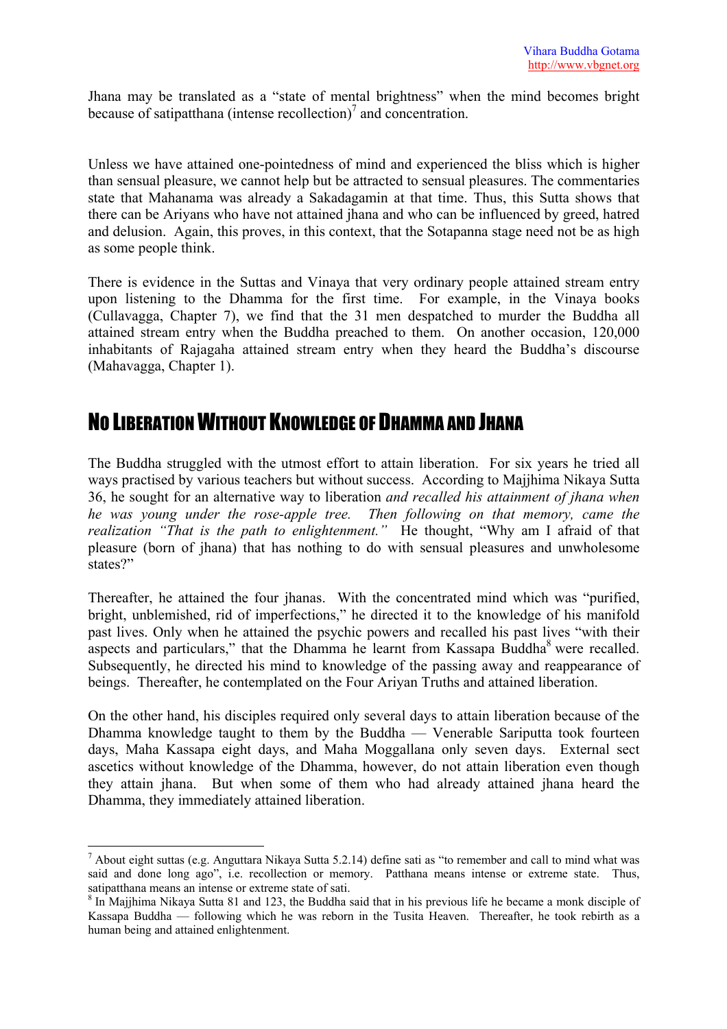Jhana may be translated as a "state of mental brightness" when the mind becomes bright because of satipatthana (intense recollection)[7] and concentration.

Unless we have attained one-pointedness of mind and experienced the bliss which is higher than sensual pleasure, we cannot help but be attracted to sensual pleasures. The commentaries state that Mahanama was already a Sakadagamin at that time. Thus, this Sutta shows that there can be Ariyans who have not attained jhana and who can be influenced by greed, hatred and delusion. Again, this proves, in this context, that the Sotapanna stage need not be as high as some people think.

There is evidence in the Suttas and Vinaya that very ordinary people attained stream entry upon listening to the Dhamma for the first time. For example, in the Vinaya books (Cullavagga, Chapter 7), we find that the 31 men despatched to murder the Buddha all attained stream entry when the Buddha preached to them. On another occasion, 120,000 inhabitants of Rajagaha attained stream entry when they heard the Buddha's discourse (Mahavagga, Chapter 1).

## No Liberation Without Knowledge of Dhamma and Jhana

The Buddha struggled with the utmost effort to attain liberation. For six years he tried all ways practised by various teachers but without success. According to Majjhima Nikaya Sutta 36, he sought for an alternative way to liberation *and recalled his attainment of jhana when he was young under the rose-apple tree. Then following on that memory, came the realization "That is the path to enlightenment."* He thought, "Why am I afraid of that pleasure (born of jhana) that has nothing to do with sensual pleasures and unwholesome states?"

Thereafter, he attained the four jhanas. With the concentrated mind which was "purified, bright, unblemished, rid of imperfections," he directed it to the knowledge of his manifold past lives. Only when he attained the psychic powers and recalled his past lives "with their aspects and particulars," that the Dhamma he learnt from Kassapa Buddha[8] were recalled. Subsequently, he directed his mind to knowledge of the passing away and reappearance of beings. Thereafter, he contemplated on the Four Ariyan Truths and attained liberation.

On the other hand, his disciples required only several days to attain liberation because of the Dhamma knowledge taught to them by the Buddha — Venerable Sariputta took fourteen days, Maha Kassapa eight days, and Maha Moggallana only seven days. External sect ascetics without knowledge of the Dhamma, however, do not attain liberation even though they attain jhana. But when some of them who had already attained jhana heard the Dhamma, they immediately attained liberation.

---

[7] About eight suttas (e.g. Anguttara Nikaya Sutta 5.2.14) define sati as "to remember and call to mind what was said and done long ago", i.e. recollection or memory. Patthana means intense or extreme state. Thus, satipatthana means an intense or extreme state of sati.

[8] In Majjhima Nikaya Sutta 81 and 123, the Buddha said that in his previous life he became a monk disciple of Kassapa Buddha — following which he was reborn in the Tusita Heaven. Thereafter, he took rebirth as a human being and attained enlightenment.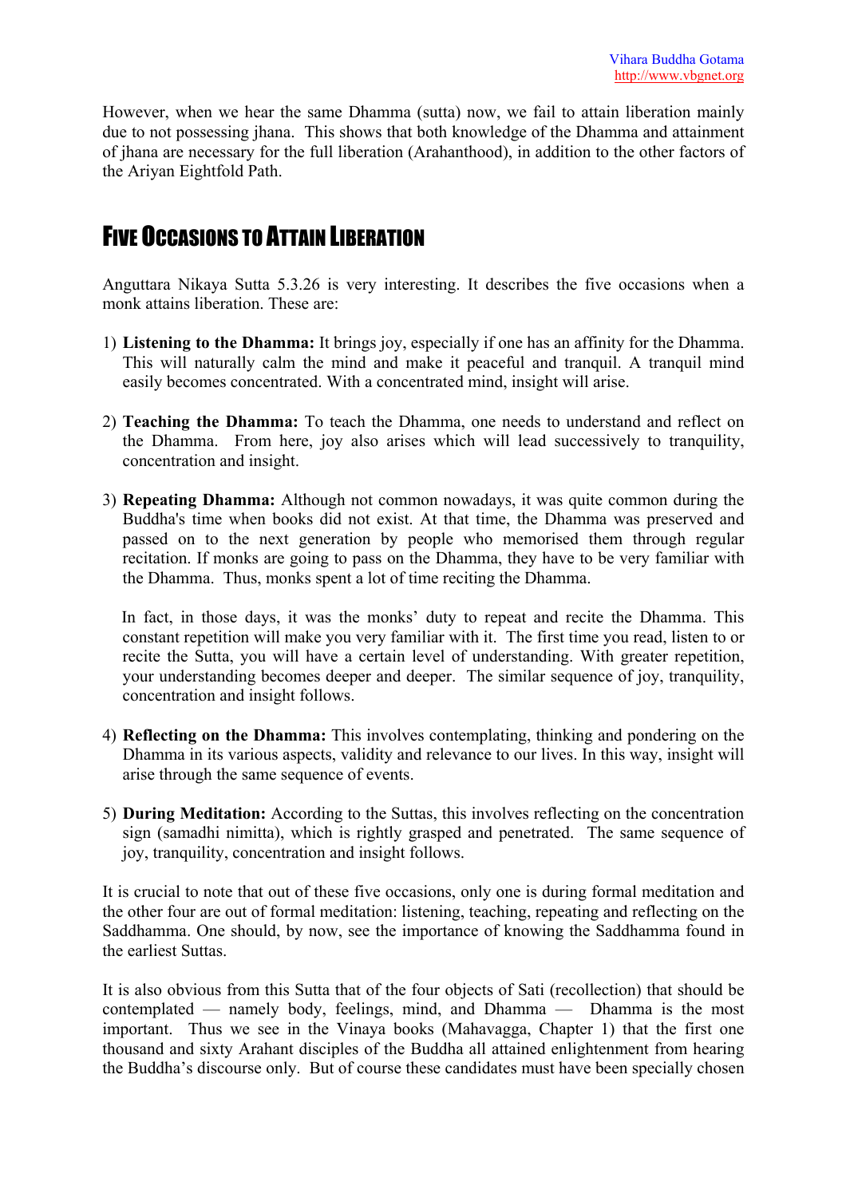However, when we hear the same Dhamma (sutta) now, we fail to attain liberation mainly due to not possessing jhana. This shows that both knowledge of the Dhamma and attainment of jhana are necessary for the full liberation (Arahanthood), in addition to the other factors of the Ariyan Eightfold Path.

## Five Occasions to Attain Liberation

Anguttara Nikaya Sutta 5.3.26 is very interesting. It describes the five occasions when a monk attains liberation. These are:

1) **Listening to the Dhamma:** It brings joy, especially if one has an affinity for the Dhamma. This will naturally calm the mind and make it peaceful and tranquil. A tranquil mind easily becomes concentrated. With a concentrated mind, insight will arise.

2) **Teaching the Dhamma:** To teach the Dhamma, one needs to understand and reflect on the Dhamma. From here, joy also arises which will lead successively to tranquility, concentration and insight.

3) **Repeating Dhamma:** Although not common nowadays, it was quite common during the Buddha's time when books did not exist. At that time, the Dhamma was preserved and passed on to the next generation by people who memorised them through regular recitation. If monks are going to pass on the Dhamma, they have to be very familiar with the Dhamma. Thus, monks spent a lot of time reciting the Dhamma.

   In fact, in those days, it was the monks' duty to repeat and recite the Dhamma. This constant repetition will make you very familiar with it. The first time you read, listen to or recite the Sutta, you will have a certain level of understanding. With greater repetition, your understanding becomes deeper and deeper. The similar sequence of joy, tranquility, concentration and insight follows.

4) **Reflecting on the Dhamma:** This involves contemplating, thinking and pondering on the Dhamma in its various aspects, validity and relevance to our lives. In this way, insight will arise through the same sequence of events.

5) **During Meditation:** According to the Suttas, this involves reflecting on the concentration sign (samadhi nimitta), which is rightly grasped and penetrated. The same sequence of joy, tranquility, concentration and insight follows.

It is crucial to note that out of these five occasions, only one is during formal meditation and the other four are out of formal meditation: listening, teaching, repeating and reflecting on the Saddhamma. One should, by now, see the importance of knowing the Saddhamma found in the earliest Suttas.

It is also obvious from this Sutta that of the four objects of Sati (recollection) that should be contemplated — namely body, feelings, mind, and Dhamma — Dhamma is the most important. Thus we see in the Vinaya books (Mahavagga, Chapter 1) that the first one thousand and sixty Arahant disciples of the Buddha all attained enlightenment from hearing the Buddha's discourse only. But of course these candidates must have been specially chosen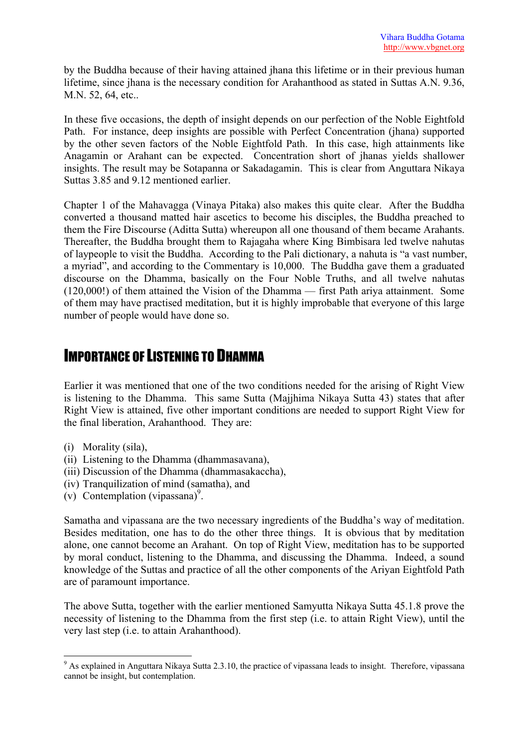by the Buddha because of their having attained jhana this lifetime or in their previous human lifetime, since jhana is the necessary condition for Arahanthood as stated in Suttas A.N. 9.36, M.N. 52, 64, etc..

In these five occasions, the depth of insight depends on our perfection of the Noble Eightfold Path. For instance, deep insights are possible with Perfect Concentration (jhana) supported by the other seven factors of the Noble Eightfold Path. In this case, high attainments like Anagamin or Arahant can be expected. Concentration short of jhanas yields shallower insights. The result may be Sotapanna or Sakadagamin. This is clear from Anguttara Nikaya Suttas 3.85 and 9.12 mentioned earlier.

Chapter 1 of the Mahavagga (Vinaya Pitaka) also makes this quite clear. After the Buddha converted a thousand matted hair ascetics to become his disciples, the Buddha preached to them the Fire Discourse (Aditta Sutta) whereupon all one thousand of them became Arahants. Thereafter, the Buddha brought them to Rajagaha where King Bimbisara led twelve nahutas of laypeople to visit the Buddha. According to the Pali dictionary, a nahuta is "a vast number, a myriad", and according to the Commentary is 10,000. The Buddha gave them a graduated discourse on the Dhamma, basically on the Four Noble Truths, and all twelve nahutas (120,000!) of them attained the Vision of the Dhamma — first Path ariya attainment. Some of them may have practised meditation, but it is highly improbable that everyone of this large number of people would have done so.

## Importance of Listening to Dhamma

Earlier it was mentioned that one of the two conditions needed for the arising of Right View is listening to the Dhamma. This same Sutta (Majjhima Nikaya Sutta 43) states that after Right View is attained, five other important conditions are needed to support Right View for the final liberation, Arahanthood. They are:

(i) Morality (sila),
(ii) Listening to the Dhamma (dhammasavana),
(iii) Discussion of the Dhamma (dhammasakaccha),
(iv) Tranquilization of mind (samatha), and
(v) Contemplation (vipassana)[9].

Samatha and vipassana are the two necessary ingredients of the Buddha's way of meditation. Besides meditation, one has to do the other three things. It is obvious that by meditation alone, one cannot become an Arahant. On top of Right View, meditation has to be supported by moral conduct, listening to the Dhamma, and discussing the Dhamma. Indeed, a sound knowledge of the Suttas and practice of all the other components of the Ariyan Eightfold Path are of paramount importance.

The above Sutta, together with the earlier mentioned Samyutta Nikaya Sutta 45.1.8 prove the necessity of listening to the Dhamma from the first step (i.e. to attain Right View), until the very last step (i.e. to attain Arahanthood).

---

[9] As explained in Anguttara Nikaya Sutta 2.3.10, the practice of vipassana leads to insight. Therefore, vipassana cannot be insight, but contemplation.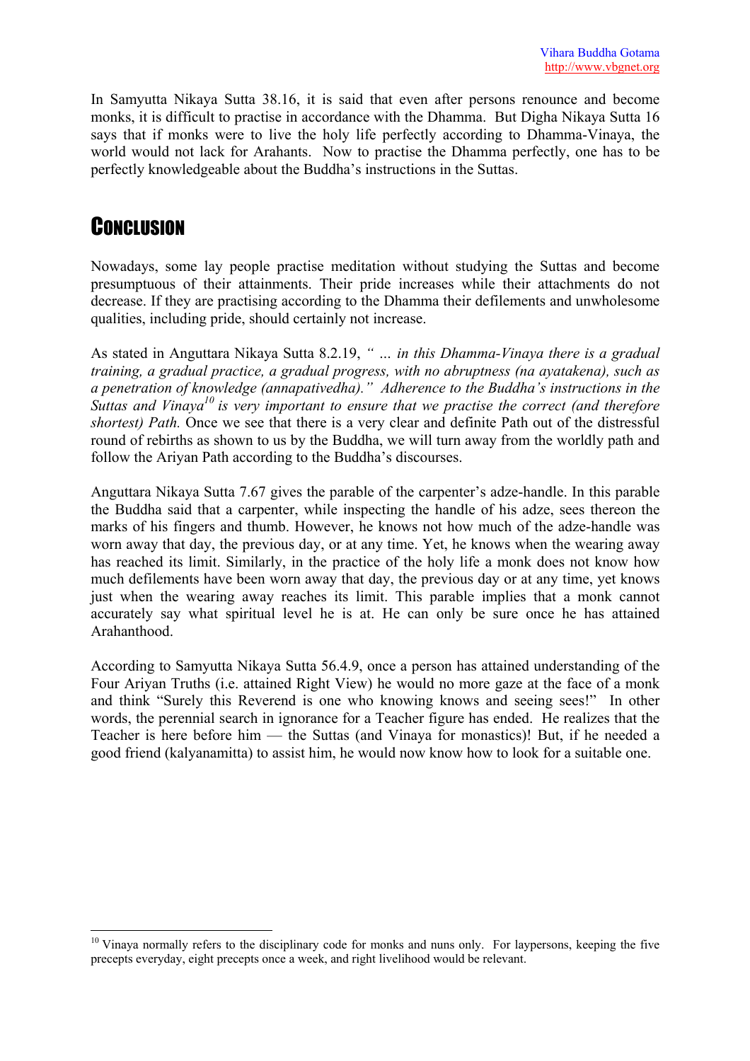In Samyutta Nikaya Sutta 38.16, it is said that even after persons renounce and become monks, it is difficult to practise in accordance with the Dhamma. But Digha Nikaya Sutta 16 says that if monks were to live the holy life perfectly according to Dhamma-Vinaya, the world would not lack for Arahants. Now to practise the Dhamma perfectly, one has to be perfectly knowledgeable about the Buddha's instructions in the Suttas.

## Conclusion

Nowadays, some lay people practise meditation without studying the Suttas and become presumptuous of their attainments. Their pride increases while their attachments do not decrease. If they are practising according to the Dhamma their defilements and unwholesome qualities, including pride, should certainly not increase.

As stated in Anguttara Nikaya Sutta 8.2.19, *" … in this Dhamma-Vinaya there is a gradual training, a gradual practice, a gradual progress, with no abruptness (na ayatakena), such as a penetration of knowledge (annapativedha)." Adherence to the Buddha's instructions in the Suttas and Vinaya*[10] *is very important to ensure that we practise the correct (and therefore shortest) Path.* Once we see that there is a very clear and definite Path out of the distressful round of rebirths as shown to us by the Buddha, we will turn away from the worldly path and follow the Ariyan Path according to the Buddha's discourses.

Anguttara Nikaya Sutta 7.67 gives the parable of the carpenter's adze-handle. In this parable the Buddha said that a carpenter, while inspecting the handle of his adze, sees thereon the marks of his fingers and thumb. However, he knows not how much of the adze-handle was worn away that day, the previous day, or at any time. Yet, he knows when the wearing away has reached its limit. Similarly, in the practice of the holy life a monk does not know how much defilements have been worn away that day, the previous day or at any time, yet knows just when the wearing away reaches its limit. This parable implies that a monk cannot accurately say what spiritual level he is at. He can only be sure once he has attained Arahanthood.

According to Samyutta Nikaya Sutta 56.4.9, once a person has attained understanding of the Four Ariyan Truths (i.e. attained Right View) he would no more gaze at the face of a monk and think "Surely this Reverend is one who knowing knows and seeing sees!" In other words, the perennial search in ignorance for a Teacher figure has ended. He realizes that the Teacher is here before him — the Suttas (and Vinaya for monastics)! But, if he needed a good friend (kalyanamitta) to assist him, he would now know how to look for a suitable one.

---

[10] Vinaya normally refers to the disciplinary code for monks and nuns only. For laypersons, keeping the five precepts everyday, eight precepts once a week, and right livelihood would be relevant.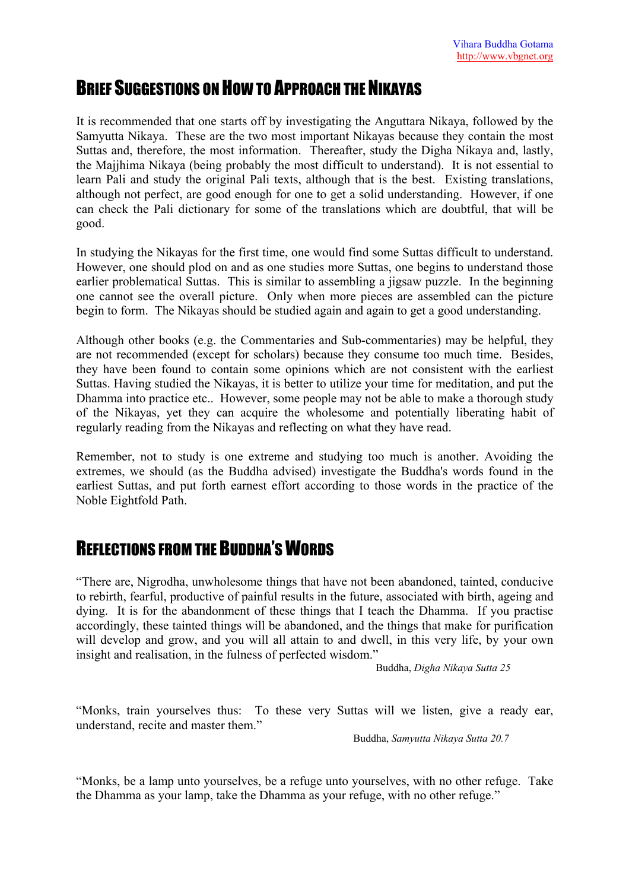## BRIEF SUGGESTIONS ON HOW TO APPROACH THE NIKAYAS

It is recommended that one starts off by investigating the Anguttara Nikaya, followed by the Samyutta Nikaya. These are the two most important Nikayas because they contain the most Suttas and, therefore, the most information. Thereafter, study the Digha Nikaya and, lastly, the Majjhima Nikaya (being probably the most difficult to understand). It is not essential to learn Pali and study the original Pali texts, although that is the best. Existing translations, although not perfect, are good enough for one to get a solid understanding. However, if one can check the Pali dictionary for some of the translations which are doubtful, that will be good.

In studying the Nikayas for the first time, one would find some Suttas difficult to understand. However, one should plod on and as one studies more Suttas, one begins to understand those earlier problematical Suttas. This is similar to assembling a jigsaw puzzle. In the beginning one cannot see the overall picture. Only when more pieces are assembled can the picture begin to form. The Nikayas should be studied again and again to get a good understanding.

Although other books (e.g. the Commentaries and Sub-commentaries) may be helpful, they are not recommended (except for scholars) because they consume too much time. Besides, they have been found to contain some opinions which are not consistent with the earliest Suttas. Having studied the Nikayas, it is better to utilize your time for meditation, and put the Dhamma into practice etc.. However, some people may not be able to make a thorough study of the Nikayas, yet they can acquire the wholesome and potentially liberating habit of regularly reading from the Nikayas and reflecting on what they have read.

Remember, not to study is one extreme and studying too much is another. Avoiding the extremes, we should (as the Buddha advised) investigate the Buddha's words found in the earliest Suttas, and put forth earnest effort according to those words in the practice of the Noble Eightfold Path.

## REFLECTIONS FROM THE BUDDHA'S WORDS

"There are, Nigrodha, unwholesome things that have not been abandoned, tainted, conducive to rebirth, fearful, productive of painful results in the future, associated with birth, ageing and dying. It is for the abandonment of these things that I teach the Dhamma. If you practise accordingly, these tainted things will be abandoned, and the things that make for purification will develop and grow, and you will all attain to and dwell, in this very life, by your own insight and realisation, in the fulness of perfected wisdom."

Buddha, *Digha Nikaya Sutta 25*

"Monks, train yourselves thus: To these very Suttas will we listen, give a ready ear, understand, recite and master them."

Buddha, *Samyutta Nikaya Sutta 20.7*

"Monks, be a lamp unto yourselves, be a refuge unto yourselves, with no other refuge. Take the Dhamma as your lamp, take the Dhamma as your refuge, with no other refuge."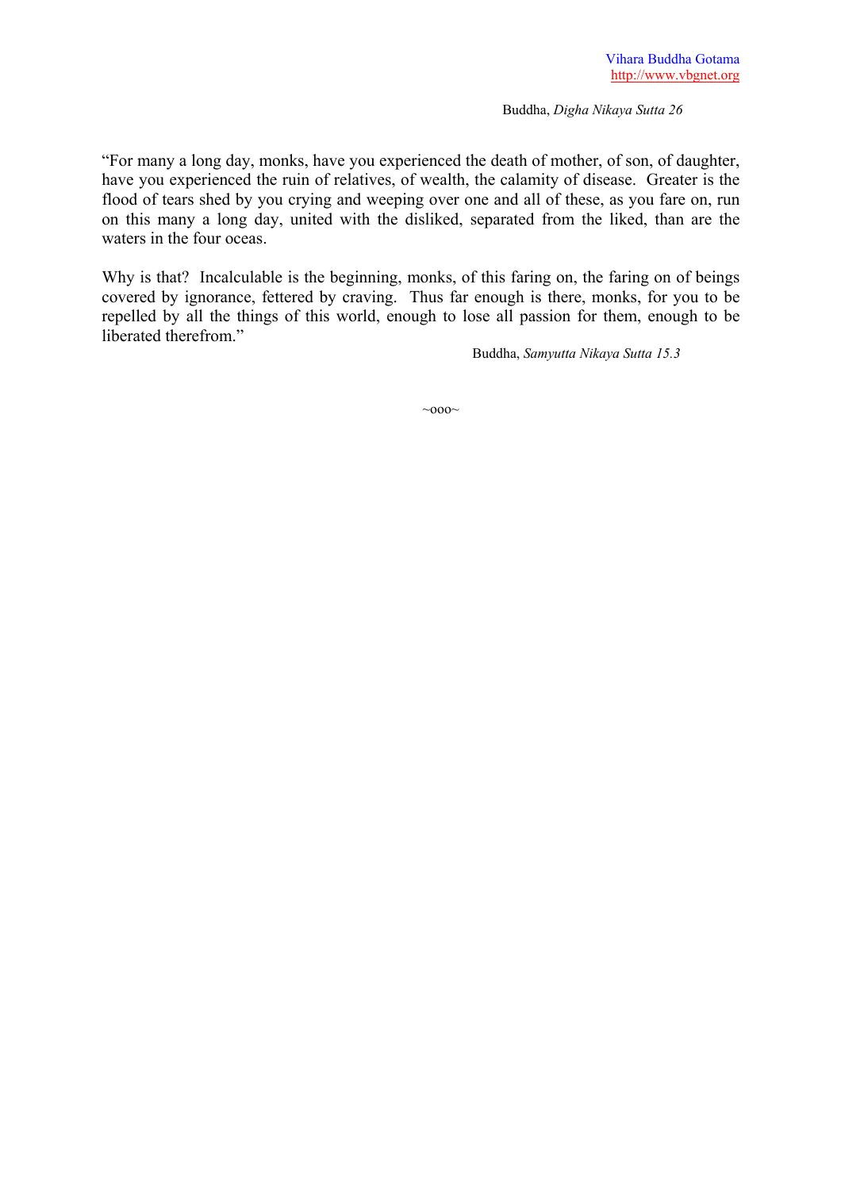Buddha, *Digha Nikaya Sutta 26*

"For many a long day, monks, have you experienced the death of mother, of son, of daughter, have you experienced the ruin of relatives, of wealth, the calamity of disease. Greater is the flood of tears shed by you crying and weeping over one and all of these, as you fare on, run on this many a long day, united with the disliked, separated from the liked, than are the waters in the four oceas.

Why is that? Incalculable is the beginning, monks, of this faring on, the faring on of beings covered by ignorance, fettered by craving. Thus far enough is there, monks, for you to be repelled by all the things of this world, enough to lose all passion for them, enough to be liberated therefrom."

Buddha, *Samyutta Nikaya Sutta 15.3*

~ooo~